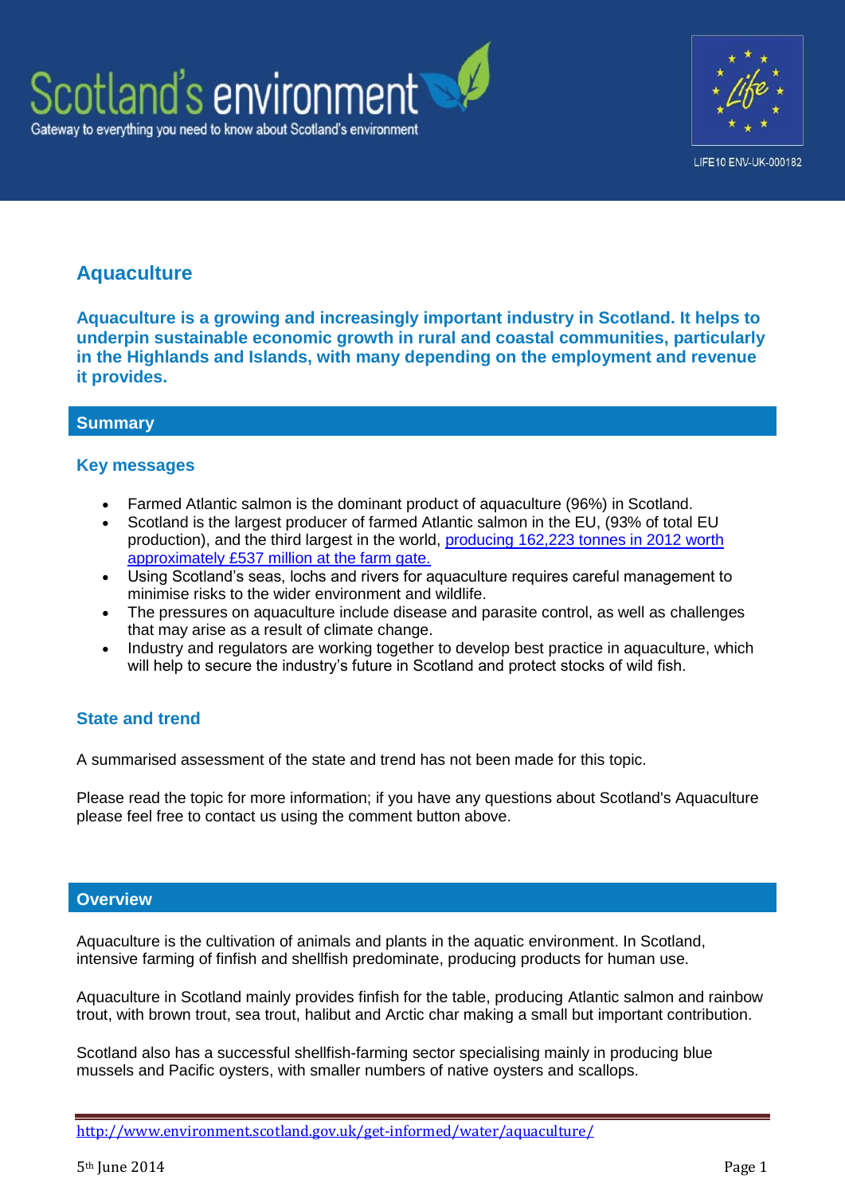Scotland's environment

Gateway to everything you need to know about Scotland's environment

LIFE10 ENV-UK-000182

# Aquaculture

**Aquaculture is a growing and increasingly important industry in Scotland. It helps to underpin sustainable economic growth in rural and coastal communities, particularly in the Highlands and Islands, with many depending on the employment and revenue it provides.**

## Summary

### Key messages

- Farmed Atlantic salmon is the dominant product of aquaculture (96%) in Scotland.
- Scotland is the largest producer of farmed Atlantic salmon in the EU, (93% of total EU production), and the third largest in the world, producing 162,223 tonnes in 2012 worth approximately £537 million at the farm gate.
- Using Scotland's seas, lochs and rivers for aquaculture requires careful management to minimise risks to the wider environment and wildlife.
- The pressures on aquaculture include disease and parasite control, as well as challenges that may arise as a result of climate change.
- Industry and regulators are working together to develop best practice in aquaculture, which will help to secure the industry's future in Scotland and protect stocks of wild fish.

### State and trend

A summarised assessment of the state and trend has not been made for this topic.

Please read the topic for more information; if you have any questions about Scotland's Aquaculture please feel free to contact us using the comment button above.

## Overview

Aquaculture is the cultivation of animals and plants in the aquatic environment. In Scotland, intensive farming of finfish and shellfish predominate, producing products for human use.

Aquaculture in Scotland mainly provides finfish for the table, producing Atlantic salmon and rainbow trout, with brown trout, sea trout, halibut and Arctic char making a small but important contribution.

Scotland also has a successful shellfish-farming sector specialising mainly in producing blue mussels and Pacific oysters, with smaller numbers of native oysters and scallops.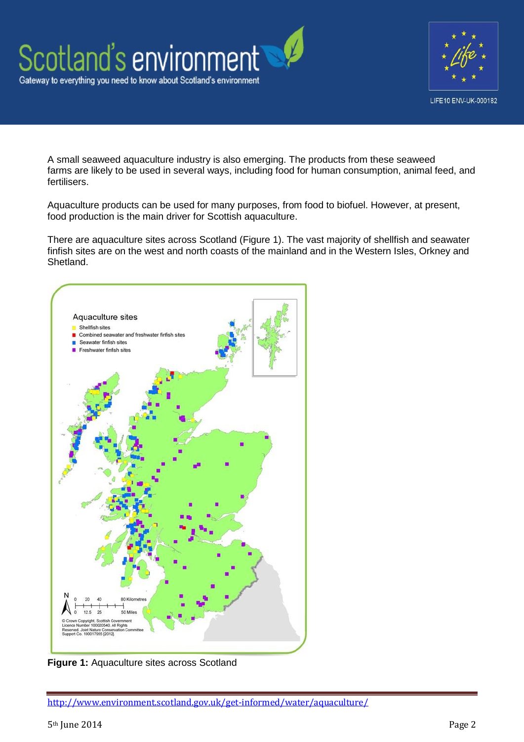A small seaweed aquaculture industry is also emerging. The products from these seaweed farms are likely to be used in several ways, including food for human consumption, animal feed, and fertilisers.

Aquaculture products can be used for many purposes, from food to biofuel. However, at present, food production is the main driver for Scottish aquaculture.

There are aquaculture sites across Scotland (Figure 1). The vast majority of shellfish and seawater finfish sites are on the west and north coasts of the mainland and in the Western Isles, Orkney and Shetland.

**Figure 1:** Aquaculture sites across Scotland

http://www.environment.scotland.gov.uk/get-informed/water/aquaculture/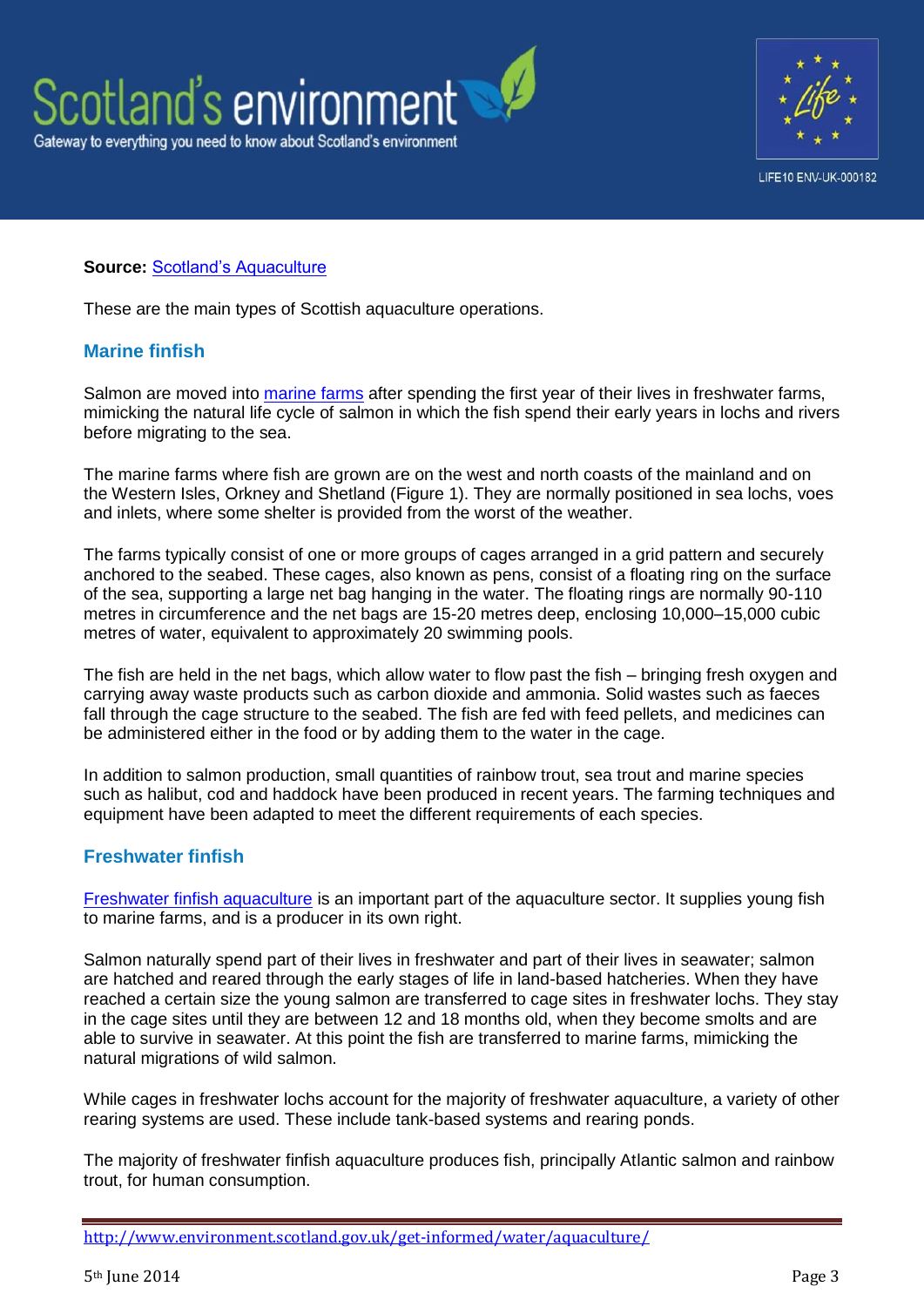**Source:** Scotland's Aquaculture

These are the main types of Scottish aquaculture operations.

## Marine finfish

Salmon are moved into marine farms after spending the first year of their lives in freshwater farms, mimicking the natural life cycle of salmon in which the fish spend their early years in lochs and rivers before migrating to the sea.

The marine farms where fish are grown are on the west and north coasts of the mainland and on the Western Isles, Orkney and Shetland (Figure 1). They are normally positioned in sea lochs, voes and inlets, where some shelter is provided from the worst of the weather.

The farms typically consist of one or more groups of cages arranged in a grid pattern and securely anchored to the seabed. These cages, also known as pens, consist of a floating ring on the surface of the sea, supporting a large net bag hanging in the water. The floating rings are normally 90-110 metres in circumference and the net bags are 15-20 metres deep, enclosing 10,000–15,000 cubic metres of water, equivalent to approximately 20 swimming pools.

The fish are held in the net bags, which allow water to flow past the fish – bringing fresh oxygen and carrying away waste products such as carbon dioxide and ammonia. Solid wastes such as faeces fall through the cage structure to the seabed. The fish are fed with feed pellets, and medicines can be administered either in the food or by adding them to the water in the cage.

In addition to salmon production, small quantities of rainbow trout, sea trout and marine species such as halibut, cod and haddock have been produced in recent years. The farming techniques and equipment have been adapted to meet the different requirements of each species.

## Freshwater finfish

Freshwater finfish aquaculture is an important part of the aquaculture sector. It supplies young fish to marine farms, and is a producer in its own right.

Salmon naturally spend part of their lives in freshwater and part of their lives in seawater; salmon are hatched and reared through the early stages of life in land-based hatcheries. When they have reached a certain size the young salmon are transferred to cage sites in freshwater lochs. They stay in the cage sites until they are between 12 and 18 months old, when they become smolts and are able to survive in seawater. At this point the fish are transferred to marine farms, mimicking the natural migrations of wild salmon.

While cages in freshwater lochs account for the majority of freshwater aquaculture, a variety of other rearing systems are used. These include tank-based systems and rearing ponds.

The majority of freshwater finfish aquaculture produces fish, principally Atlantic salmon and rainbow trout, for human consumption.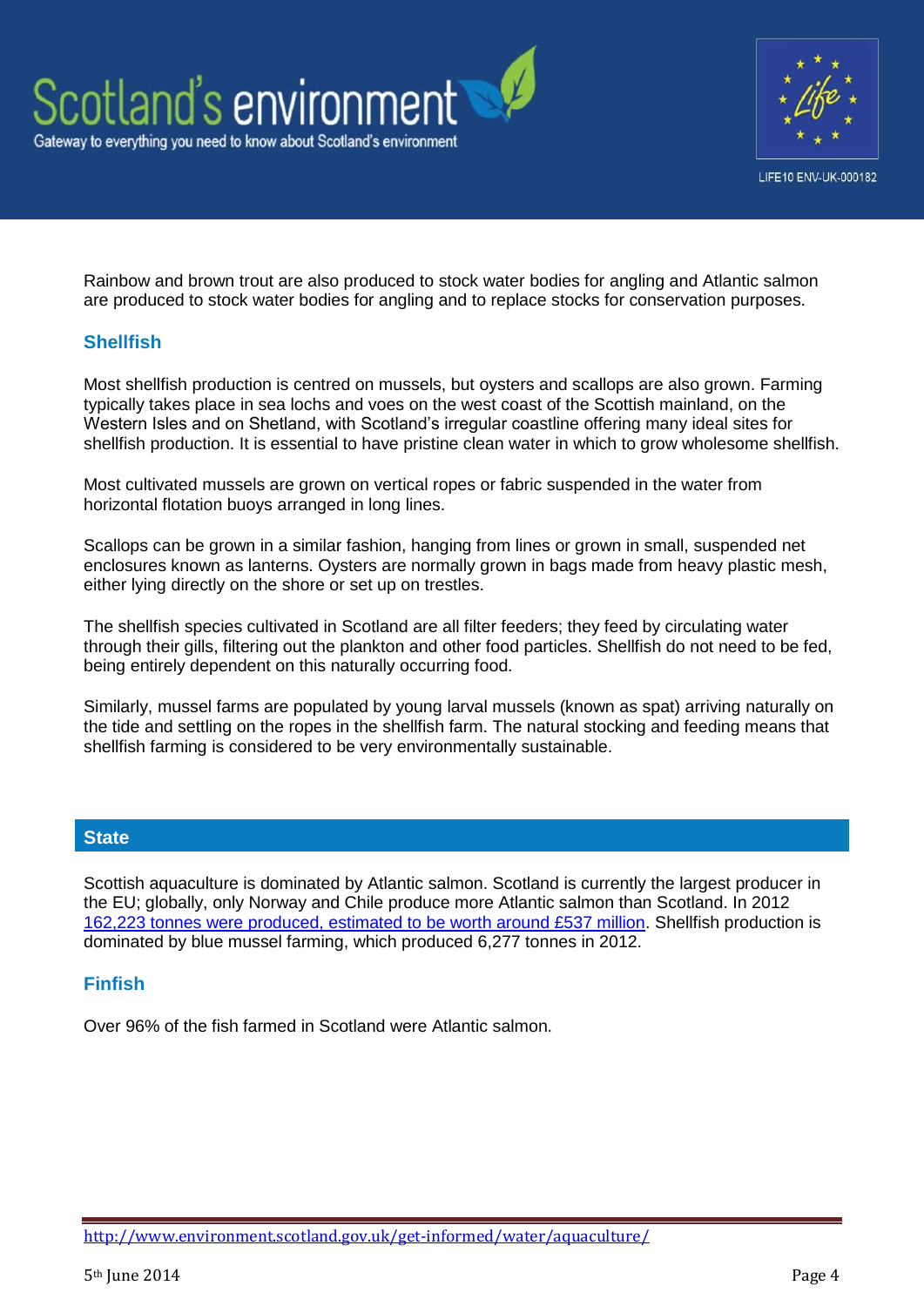Rainbow and brown trout are also produced to stock water bodies for angling and Atlantic salmon are produced to stock water bodies for angling and to replace stocks for conservation purposes.

### Shellfish

Most shellfish production is centred on mussels, but oysters and scallops are also grown. Farming typically takes place in sea lochs and voes on the west coast of the Scottish mainland, on the Western Isles and on Shetland, with Scotland's irregular coastline offering many ideal sites for shellfish production. It is essential to have pristine clean water in which to grow wholesome shellfish.

Most cultivated mussels are grown on vertical ropes or fabric suspended in the water from horizontal flotation buoys arranged in long lines.

Scallops can be grown in a similar fashion, hanging from lines or grown in small, suspended net enclosures known as lanterns. Oysters are normally grown in bags made from heavy plastic mesh, either lying directly on the shore or set up on trestles.

The shellfish species cultivated in Scotland are all filter feeders; they feed by circulating water through their gills, filtering out the plankton and other food particles. Shellfish do not need to be fed, being entirely dependent on this naturally occurring food.

Similarly, mussel farms are populated by young larval mussels (known as spat) arriving naturally on the tide and settling on the ropes in the shellfish farm. The natural stocking and feeding means that shellfish farming is considered to be very environmentally sustainable.

## State

Scottish aquaculture is dominated by Atlantic salmon. Scotland is currently the largest producer in the EU; globally, only Norway and Chile produce more Atlantic salmon than Scotland. In 2012 162,223 tonnes were produced, estimated to be worth around £537 million. Shellfish production is dominated by blue mussel farming, which produced 6,277 tonnes in 2012.

### Finfish

Over 96% of the fish farmed in Scotland were Atlantic salmon.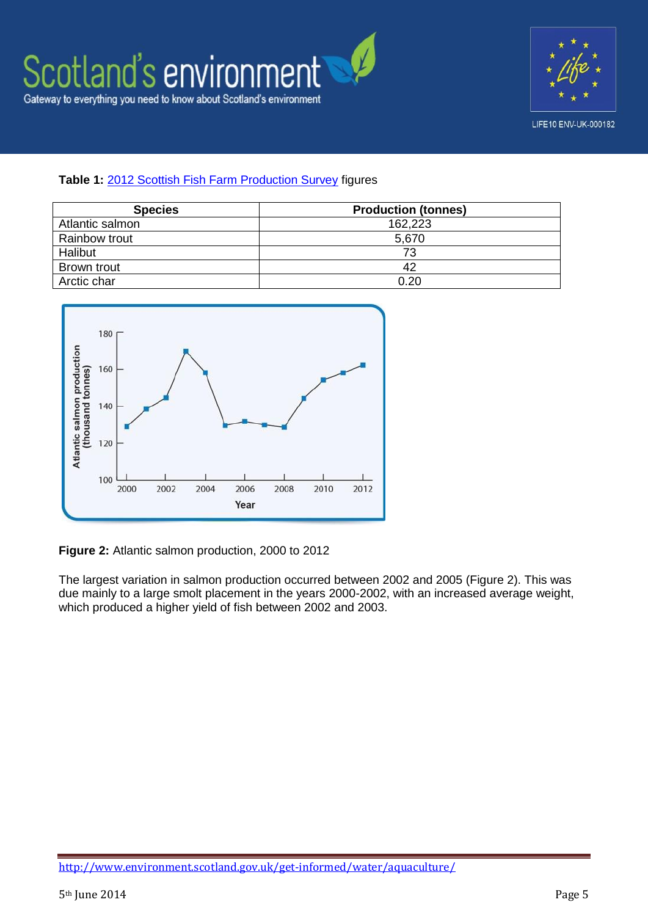**Table 1:** 2012 Scottish Fish Farm Production Survey figures

| Species | Production (tonnes) |
|---|---|
| Atlantic salmon | 162,223 |
| Rainbow trout | 5,670 |
| Halibut | 73 |
| Brown trout | 42 |
| Arctic char | 0.20 |

**Figure 2:** Atlantic salmon production, 2000 to 2012

The largest variation in salmon production occurred between 2002 and 2005 (Figure 2). This was due mainly to a large smolt placement in the years 2000-2002, with an increased average weight, which produced a higher yield of fish between 2002 and 2003.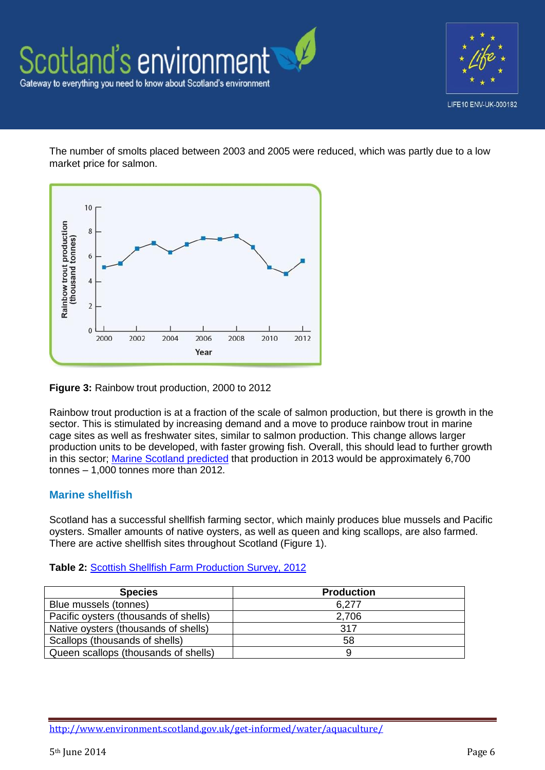The number of smolts placed between 2003 and 2005 were reduced, which was partly due to a low market price for salmon.

**Figure 3:** Rainbow trout production, 2000 to 2012

Rainbow trout production is at a fraction of the scale of salmon production, but there is growth in the sector. This is stimulated by increasing demand and a move to produce rainbow trout in marine cage sites as well as freshwater sites, similar to salmon production. This change allows larger production units to be developed, with faster growing fish. Overall, this should lead to further growth in this sector; Marine Scotland predicted that production in 2013 would be approximately 6,700 tonnes – 1,000 tonnes more than 2012.

## Marine shellfish

Scotland has a successful shellfish farming sector, which mainly produces blue mussels and Pacific oysters. Smaller amounts of native oysters, as well as queen and king scallops, are also farmed. There are active shellfish sites throughout Scotland (Figure 1).

**Table 2:** Scottish Shellfish Farm Production Survey, 2012

| Species | Production |
|---|---|
| Blue mussels (tonnes) | 6,277 |
| Pacific oysters (thousands of shells) | 2,706 |
| Native oysters (thousands of shells) | 317 |
| Scallops (thousands of shells) | 58 |
| Queen scallops (thousands of shells) | 9 |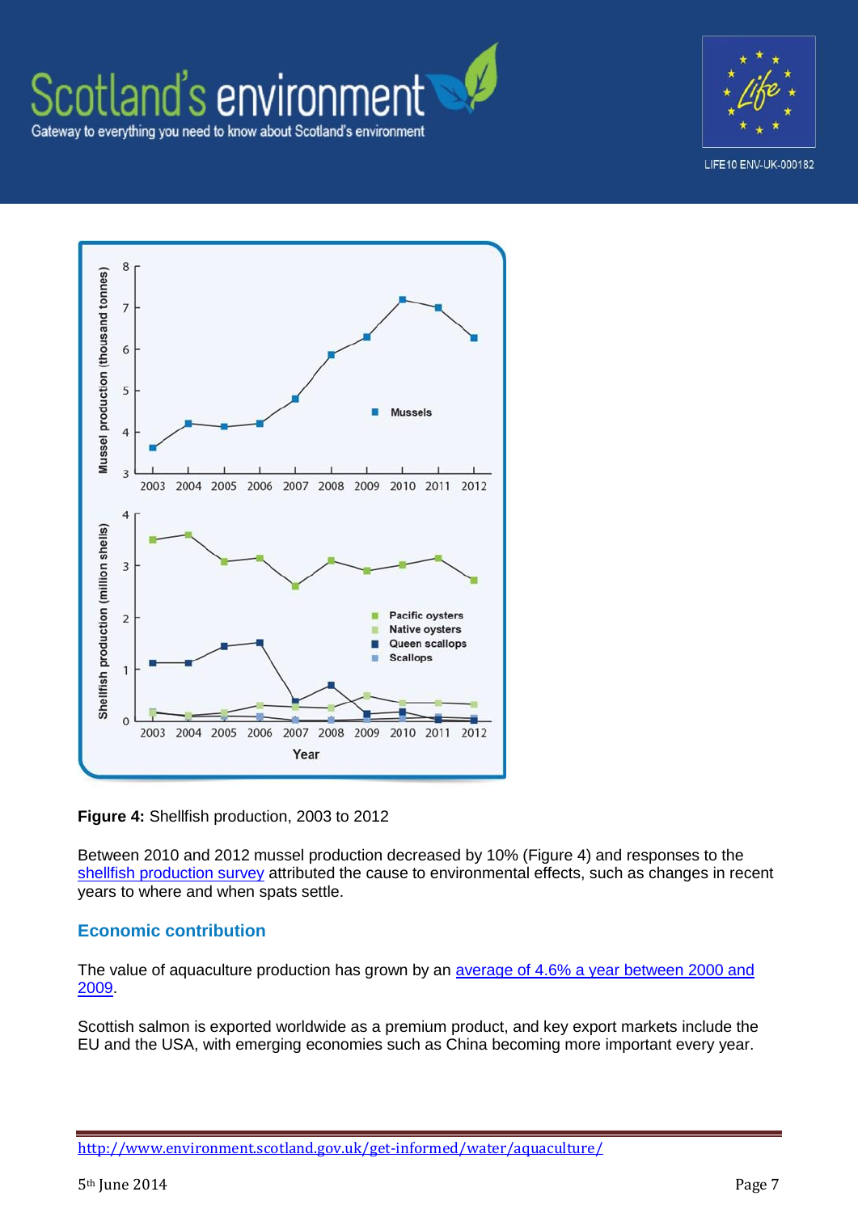**Figure 4:** Shellfish production, 2003 to 2012

Between 2010 and 2012 mussel production decreased by 10% (Figure 4) and responses to the shellfish production survey attributed the cause to environmental effects, such as changes in recent years to where and when spats settle.

## Economic contribution

The value of aquaculture production has grown by an average of 4.6% a year between 2000 and 2009.

Scottish salmon is exported worldwide as a premium product, and key export markets include the EU and the USA, with emerging economies such as China becoming more important every year.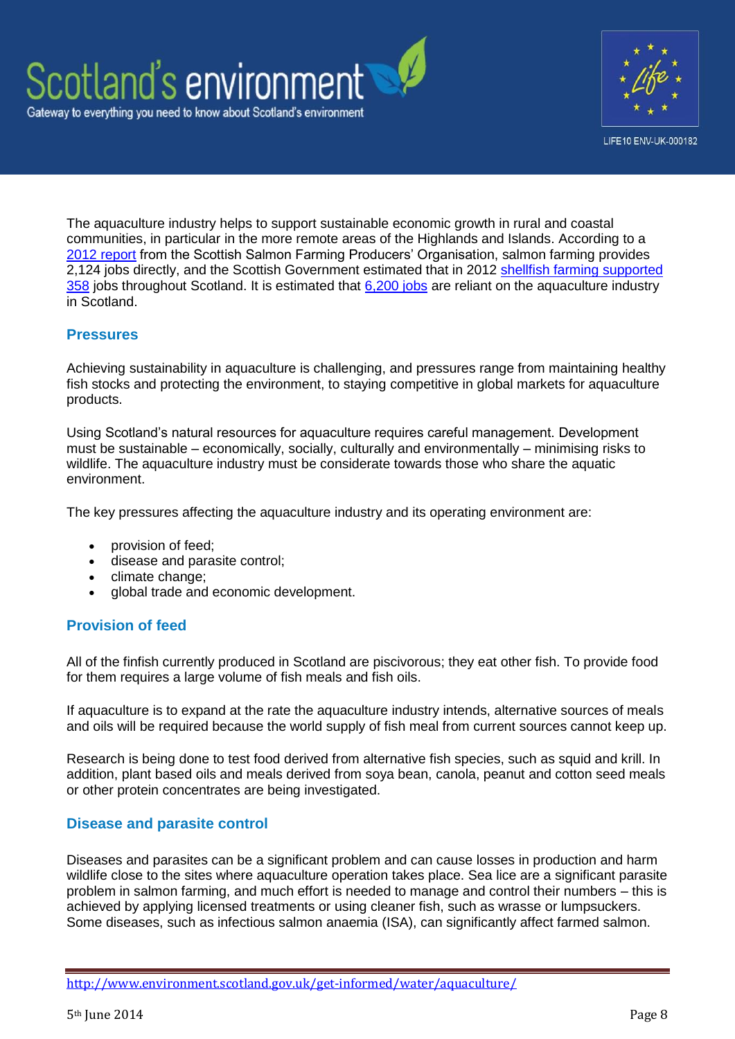The aquaculture industry helps to support sustainable economic growth in rural and coastal communities, in particular in the more remote areas of the Highlands and Islands. According to a 2012 report from the Scottish Salmon Farming Producers' Organisation, salmon farming provides 2,124 jobs directly, and the Scottish Government estimated that in 2012 shellfish farming supported 358 jobs throughout Scotland. It is estimated that 6,200 jobs are reliant on the aquaculture industry in Scotland.

## Pressures

Achieving sustainability in aquaculture is challenging, and pressures range from maintaining healthy fish stocks and protecting the environment, to staying competitive in global markets for aquaculture products.

Using Scotland's natural resources for aquaculture requires careful management. Development must be sustainable – economically, socially, culturally and environmentally – minimising risks to wildlife. The aquaculture industry must be considerate towards those who share the aquatic environment.

The key pressures affecting the aquaculture industry and its operating environment are:

- provision of feed;
- disease and parasite control;
- climate change;
- global trade and economic development.

## Provision of feed

All of the finfish currently produced in Scotland are piscivorous; they eat other fish. To provide food for them requires a large volume of fish meals and fish oils.

If aquaculture is to expand at the rate the aquaculture industry intends, alternative sources of meals and oils will be required because the world supply of fish meal from current sources cannot keep up.

Research is being done to test food derived from alternative fish species, such as squid and krill. In addition, plant based oils and meals derived from soya bean, canola, peanut and cotton seed meals or other protein concentrates are being investigated.

## Disease and parasite control

Diseases and parasites can be a significant problem and can cause losses in production and harm wildlife close to the sites where aquaculture operation takes place. Sea lice are a significant parasite problem in salmon farming, and much effort is needed to manage and control their numbers – this is achieved by applying licensed treatments or using cleaner fish, such as wrasse or lumpsuckers. Some diseases, such as infectious salmon anaemia (ISA), can significantly affect farmed salmon.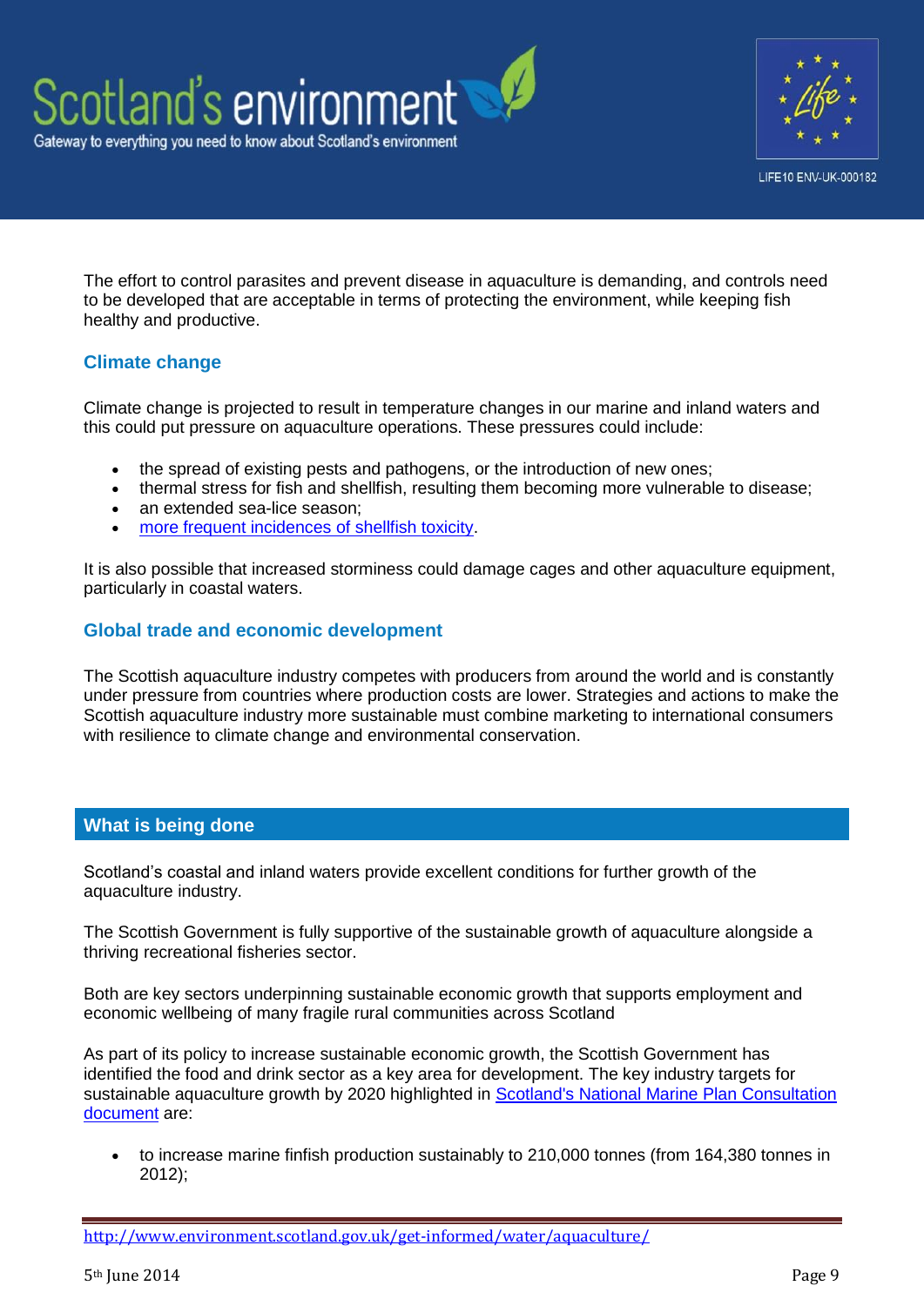The effort to control parasites and prevent disease in aquaculture is demanding, and controls need to be developed that are acceptable in terms of protecting the environment, while keeping fish healthy and productive.

### Climate change

Climate change is projected to result in temperature changes in our marine and inland waters and this could put pressure on aquaculture operations. These pressures could include:

- the spread of existing pests and pathogens, or the introduction of new ones;
- thermal stress for fish and shellfish, resulting them becoming more vulnerable to disease;
- an extended sea-lice season;
- more frequent incidences of shellfish toxicity.

It is also possible that increased storminess could damage cages and other aquaculture equipment, particularly in coastal waters.

### Global trade and economic development

The Scottish aquaculture industry competes with producers from around the world and is constantly under pressure from countries where production costs are lower. Strategies and actions to make the Scottish aquaculture industry more sustainable must combine marketing to international consumers with resilience to climate change and environmental conservation.

## What is being done

Scotland's coastal and inland waters provide excellent conditions for further growth of the aquaculture industry.

The Scottish Government is fully supportive of the sustainable growth of aquaculture alongside a thriving recreational fisheries sector.

Both are key sectors underpinning sustainable economic growth that supports employment and economic wellbeing of many fragile rural communities across Scotland

As part of its policy to increase sustainable economic growth, the Scottish Government has identified the food and drink sector as a key area for development. The key industry targets for sustainable aquaculture growth by 2020 highlighted in Scotland's National Marine Plan Consultation document are:

- to increase marine finfish production sustainably to 210,000 tonnes (from 164,380 tonnes in 2012);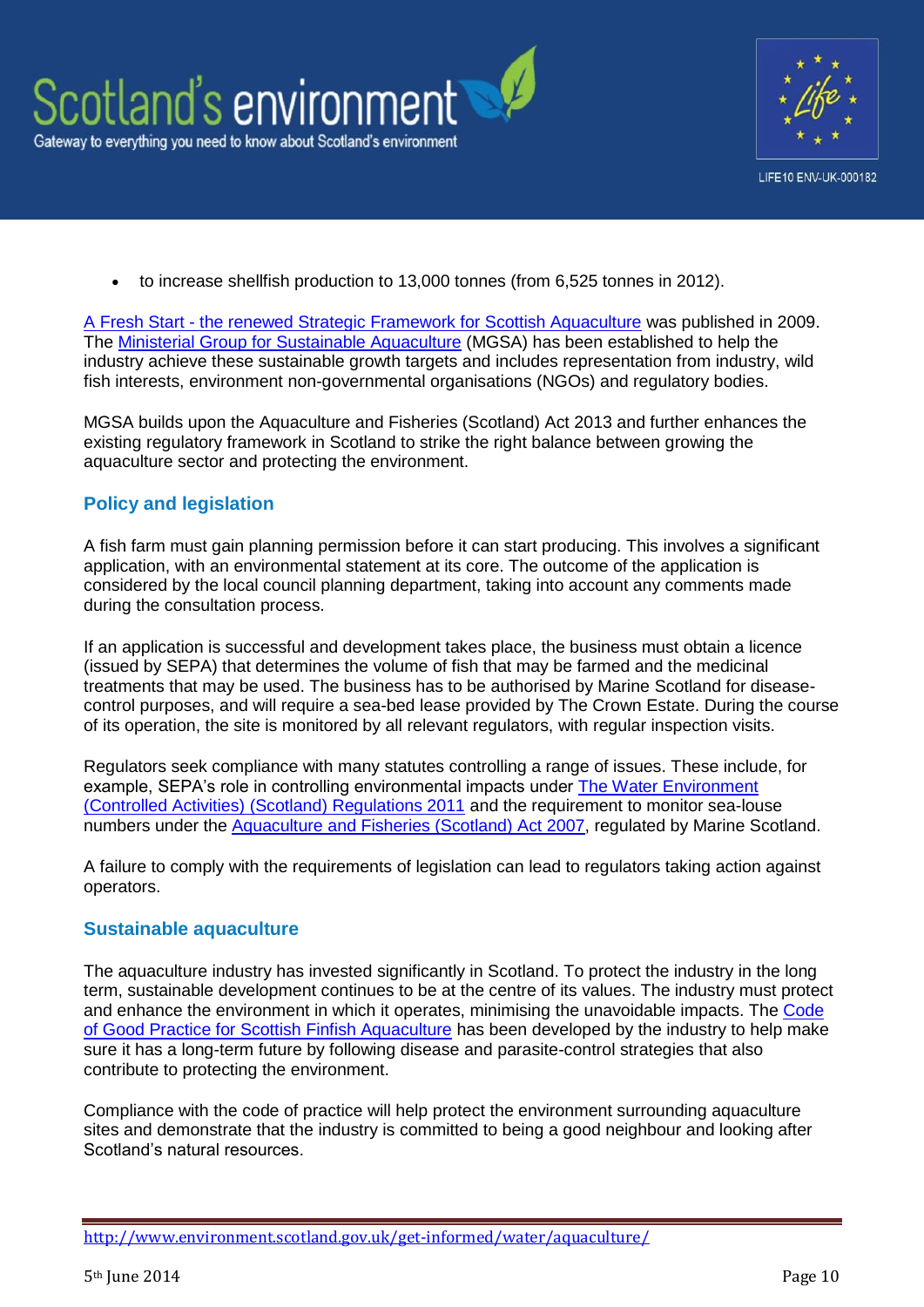- to increase shellfish production to 13,000 tonnes (from 6,525 tonnes in 2012).

A Fresh Start - the renewed Strategic Framework for Scottish Aquaculture was published in 2009. The Ministerial Group for Sustainable Aquaculture (MGSA) has been established to help the industry achieve these sustainable growth targets and includes representation from industry, wild fish interests, environment non-governmental organisations (NGOs) and regulatory bodies.

MGSA builds upon the Aquaculture and Fisheries (Scotland) Act 2013 and further enhances the existing regulatory framework in Scotland to strike the right balance between growing the aquaculture sector and protecting the environment.

## Policy and legislation

A fish farm must gain planning permission before it can start producing. This involves a significant application, with an environmental statement at its core. The outcome of the application is considered by the local council planning department, taking into account any comments made during the consultation process.

If an application is successful and development takes place, the business must obtain a licence (issued by SEPA) that determines the volume of fish that may be farmed and the medicinal treatments that may be used. The business has to be authorised by Marine Scotland for disease-control purposes, and will require a sea-bed lease provided by The Crown Estate. During the course of its operation, the site is monitored by all relevant regulators, with regular inspection visits.

Regulators seek compliance with many statutes controlling a range of issues. These include, for example, SEPA's role in controlling environmental impacts under The Water Environment (Controlled Activities) (Scotland) Regulations 2011 and the requirement to monitor sea-louse numbers under the Aquaculture and Fisheries (Scotland) Act 2007, regulated by Marine Scotland.

A failure to comply with the requirements of legislation can lead to regulators taking action against operators.

## Sustainable aquaculture

The aquaculture industry has invested significantly in Scotland. To protect the industry in the long term, sustainable development continues to be at the centre of its values. The industry must protect and enhance the environment in which it operates, minimising the unavoidable impacts. The Code of Good Practice for Scottish Finfish Aquaculture has been developed by the industry to help make sure it has a long-term future by following disease and parasite-control strategies that also contribute to protecting the environment.

Compliance with the code of practice will help protect the environment surrounding aquaculture sites and demonstrate that the industry is committed to being a good neighbour and looking after Scotland's natural resources.